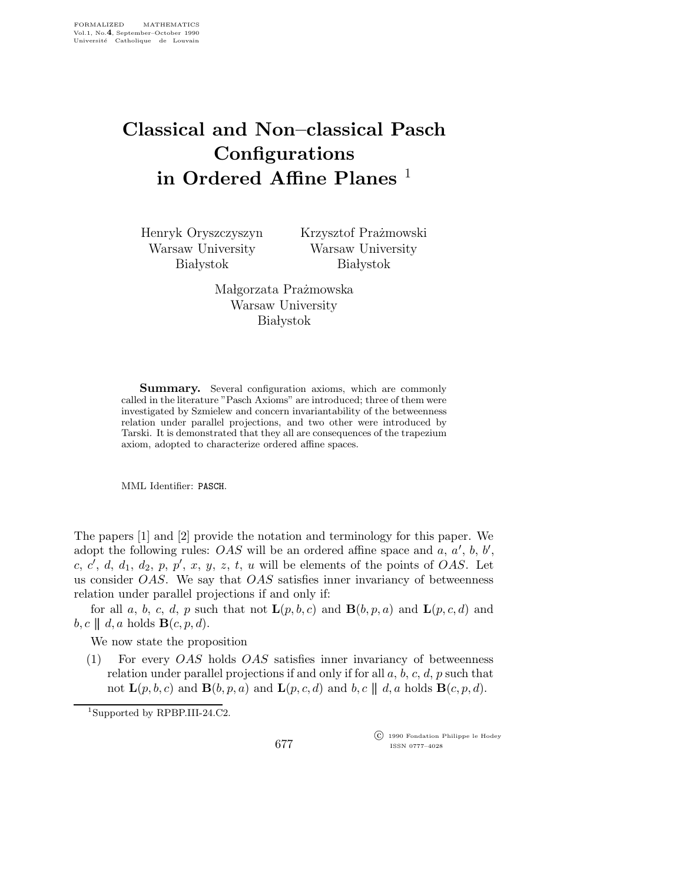# Classical and Non–classical Pasch Configurations in Ordered Affine Planes [1]

Henryk Oryszczyszyn
Warsaw University
Białystok

Krzysztof Prażmowski
Warsaw University
Białystok

Małgorzata Prażmowska
Warsaw University
Białystok

**Summary.** Several configuration axioms, which are commonly called in the literature "Pasch Axioms" are introduced; three of them were investigated by Szmielew and concern invariantability of the betweenness relation under parallel projections, and two other were introduced by Tarski. It is demonstrated that they all are consequences of the trapezium axiom, adopted to characterize ordered affine spaces.

MML Identifier: PASCH.

The papers [1] and [2] provide the notation and terminology for this paper. We adopt the following rules: $OAS$ will be an ordered affine space and $a$, $a'$, $b$, $b'$, $c$, $c'$, $d$, $d_1$, $d_2$, $p$, $p'$, $x$, $y$, $z$, $t$, $u$ will be elements of the points of $OAS$. Let us consider $OAS$. We say that $OAS$ satisfies inner invariancy of betweenness relation under parallel projections if and only if:

for all $a$, $b$, $c$, $d$, $p$ such that not $\mathbf{L}(p, b, c)$ and $\mathbf{B}(b, p, a)$ and $\mathbf{L}(p, c, d)$ and $b, c \parallel d, a$ holds $\mathbf{B}(c, p, d)$.

We now state the proposition

(1) For every $OAS$ holds $OAS$ satisfies inner invariancy of betweenness relation under parallel projections if and only if for all $a$, $b$, $c$, $d$, $p$ such that not $\mathbf{L}(p, b, c)$ and $\mathbf{B}(b, p, a)$ and $\mathbf{L}(p, c, d)$ and $b, c \parallel d, a$ holds $\mathbf{B}(c, p, d)$.

[1] Supported by RPBP.III-24.C2.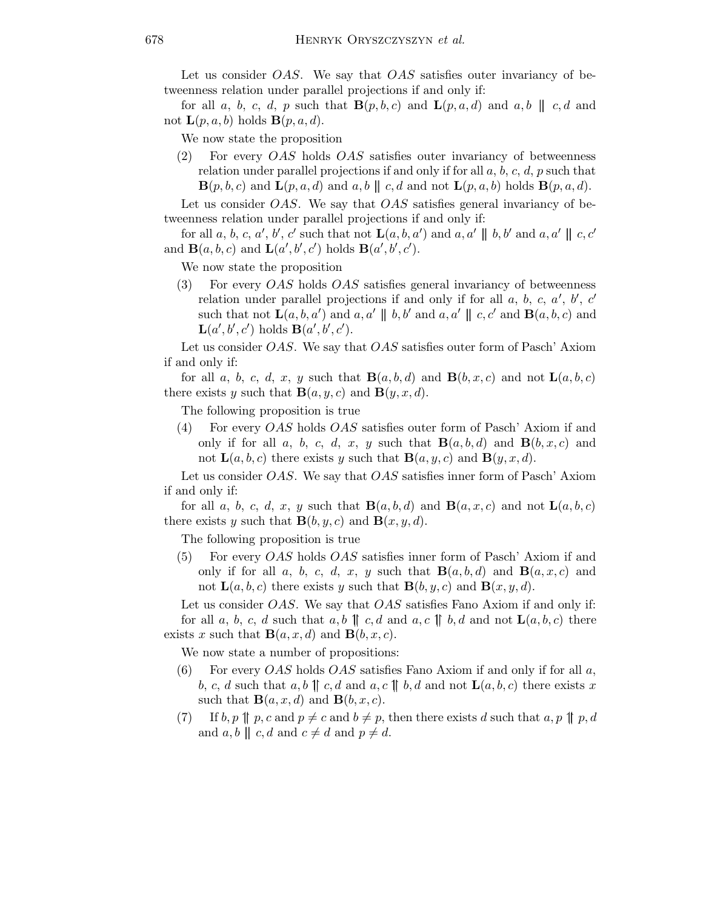Let us consider $OAS$. We say that $OAS$ satisfies outer invariancy of betweenness relation under parallel projections if and only if:

for all $a$, $b$, $c$, $d$, $p$ such that $\mathbf{B}(p, b, c)$ and $\mathbf{L}(p, a, d)$ and $a, b \parallel c, d$ and not $\mathbf{L}(p, a, b)$ holds $\mathbf{B}(p, a, d)$.

We now state the proposition

(2) For every $OAS$ holds $OAS$ satisfies outer invariancy of betweenness relation under parallel projections if and only if for all $a$, $b$, $c$, $d$, $p$ such that $\mathbf{B}(p, b, c)$ and $\mathbf{L}(p, a, d)$ and $a, b \parallel c, d$ and not $\mathbf{L}(p, a, b)$ holds $\mathbf{B}(p, a, d)$.

Let us consider $OAS$. We say that $OAS$ satisfies general invariancy of betweenness relation under parallel projections if and only if:

for all $a$, $b$, $c$, $a'$, $b'$, $c'$ such that not $\mathbf{L}(a, b, a')$ and $a, a' \parallel b, b'$ and $a, a' \parallel c, c'$ and $\mathbf{B}(a, b, c)$ and $\mathbf{L}(a', b', c')$ holds $\mathbf{B}(a', b', c')$.

We now state the proposition

(3) For every $OAS$ holds $OAS$ satisfies general invariancy of betweenness relation under parallel projections if and only if for all $a$, $b$, $c$, $a'$, $b'$, $c'$ such that not $\mathbf{L}(a, b, a')$ and $a, a' \parallel b, b'$ and $a, a' \parallel c, c'$ and $\mathbf{B}(a, b, c)$ and $\mathbf{L}(a', b', c')$ holds $\mathbf{B}(a', b', c')$.

Let us consider $OAS$. We say that $OAS$ satisfies outer form of Pasch' Axiom if and only if:

for all $a$, $b$, $c$, $d$, $x$, $y$ such that $\mathbf{B}(a, b, d)$ and $\mathbf{B}(b, x, c)$ and not $\mathbf{L}(a, b, c)$ there exists $y$ such that $\mathbf{B}(a, y, c)$ and $\mathbf{B}(y, x, d)$.

The following proposition is true

(4) For every $OAS$ holds $OAS$ satisfies outer form of Pasch' Axiom if and only if for all $a$, $b$, $c$, $d$, $x$, $y$ such that $\mathbf{B}(a, b, d)$ and $\mathbf{B}(b, x, c)$ and not $\mathbf{L}(a, b, c)$ there exists $y$ such that $\mathbf{B}(a, y, c)$ and $\mathbf{B}(y, x, d)$.

Let us consider $OAS$. We say that $OAS$ satisfies inner form of Pasch' Axiom if and only if:

for all $a$, $b$, $c$, $d$, $x$, $y$ such that $\mathbf{B}(a, b, d)$ and $\mathbf{B}(a, x, c)$ and not $\mathbf{L}(a, b, c)$ there exists $y$ such that $\mathbf{B}(b, y, c)$ and $\mathbf{B}(x, y, d)$.

The following proposition is true

(5) For every $OAS$ holds $OAS$ satisfies inner form of Pasch' Axiom if and only if for all $a$, $b$, $c$, $d$, $x$, $y$ such that $\mathbf{B}(a, b, d)$ and $\mathbf{B}(a, x, c)$ and not $\mathbf{L}(a, b, c)$ there exists $y$ such that $\mathbf{B}(b, y, c)$ and $\mathbf{B}(x, y, d)$.

Let us consider $OAS$. We say that $OAS$ satisfies Fano Axiom if and only if:

for all $a$, $b$, $c$, $d$ such that $a, b \upuparrows c, d$ and $a, c \upuparrows b, d$ and not $\mathbf{L}(a, b, c)$ there exists $x$ such that $\mathbf{B}(a, x, d)$ and $\mathbf{B}(b, x, c)$.

We now state a number of propositions:

(6) For every $OAS$ holds $OAS$ satisfies Fano Axiom if and only if for all $a$, $b$, $c$, $d$ such that $a, b \upuparrows c, d$ and $a, c \upuparrows b, d$ and not $\mathbf{L}(a, b, c)$ there exists $x$ such that $\mathbf{B}(a, x, d)$ and $\mathbf{B}(b, x, c)$.

(7) If $b, p \upuparrows p, c$ and $p \neq c$ and $b \neq p$, then there exists $d$ such that $a, p \upuparrows p, d$ and $a, b \parallel c, d$ and $c \neq d$ and $p \neq d$.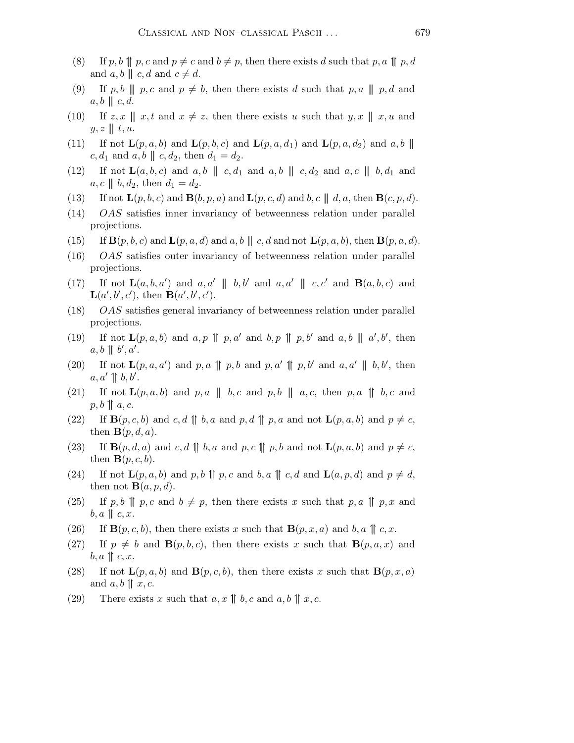(8) If $p, b \upuparrows p, c$ and $p \neq c$ and $b \neq p$, then there exists $d$ such that $p, a \upuparrows p, d$ and $a, b \parallel c, d$ and $c \neq d$.

(9) If $p, b \parallel p, c$ and $p \neq b$, then there exists $d$ such that $p, a \parallel p, d$ and $a, b \parallel c, d$.

(10) If $z, x \parallel x, t$ and $x \neq z$, then there exists $u$ such that $y, x \parallel x, u$ and $y, z \parallel t, u$.

(11) If not $\mathbf{L}(p, a, b)$ and $\mathbf{L}(p, b, c)$ and $\mathbf{L}(p, a, d_1)$ and $\mathbf{L}(p, a, d_2)$ and $a, b \parallel c, d_1$ and $a, b \parallel c, d_2$, then $d_1 = d_2$.

(12) If not $\mathbf{L}(a, b, c)$ and $a, b \parallel c, d_1$ and $a, b \parallel c, d_2$ and $a, c \parallel b, d_1$ and $a, c \parallel b, d_2$, then $d_1 = d_2$.

(13) If not $\mathbf{L}(p, b, c)$ and $\mathbf{B}(b, p, a)$ and $\mathbf{L}(p, c, d)$ and $b, c \parallel d, a$, then $\mathbf{B}(c, p, d)$.

(14) *OAS* satisfies inner invariancy of betweenness relation under parallel projections.

(15) If $\mathbf{B}(p, b, c)$ and $\mathbf{L}(p, a, d)$ and $a, b \parallel c, d$ and not $\mathbf{L}(p, a, b)$, then $\mathbf{B}(p, a, d)$.

(16) *OAS* satisfies outer invariancy of betweenness relation under parallel projections.

(17) If not $\mathbf{L}(a, b, a')$ and $a, a' \parallel b, b'$ and $a, a' \parallel c, c'$ and $\mathbf{B}(a, b, c)$ and $\mathbf{L}(a', b', c')$, then $\mathbf{B}(a', b', c')$.

(18) *OAS* satisfies general invariancy of betweenness relation under parallel projections.

(19) If not $\mathbf{L}(p, a, b)$ and $a, p \upuparrows p, a'$ and $b, p \upuparrows p, b'$ and $a, b \parallel a', b'$, then $a, b \upuparrows b', a'$.

(20) If not $\mathbf{L}(p, a, a')$ and $p, a \upuparrows p, b$ and $p, a' \upuparrows p, b'$ and $a, a' \parallel b, b'$, then $a, a' \upuparrows b, b'$.

(21) If not $\mathbf{L}(p, a, b)$ and $p, a \parallel b, c$ and $p, b \parallel a, c$, then $p, a \upuparrows b, c$ and $p, b \upuparrows a, c$.

(22) If $\mathbf{B}(p, c, b)$ and $c, d \upuparrows b, a$ and $p, d \upuparrows p, a$ and not $\mathbf{L}(p, a, b)$ and $p \neq c$, then $\mathbf{B}(p, d, a)$.

(23) If $\mathbf{B}(p, d, a)$ and $c, d \upuparrows b, a$ and $p, c \upuparrows p, b$ and not $\mathbf{L}(p, a, b)$ and $p \neq c$, then $\mathbf{B}(p, c, b)$.

(24) If not $\mathbf{L}(p, a, b)$ and $p, b \upuparrows p, c$ and $b, a \upuparrows c, d$ and $\mathbf{L}(a, p, d)$ and $p \neq d$, then not $\mathbf{B}(a, p, d)$.

(25) If $p, b \upuparrows p, c$ and $b \neq p$, then there exists $x$ such that $p, a \upuparrows p, x$ and $b, a \upuparrows c, x$.

(26) If $\mathbf{B}(p, c, b)$, then there exists $x$ such that $\mathbf{B}(p, x, a)$ and $b, a \upuparrows c, x$.

(27) If $p \neq b$ and $\mathbf{B}(p, b, c)$, then there exists $x$ such that $\mathbf{B}(p, a, x)$ and $b, a \upuparrows c, x$.

(28) If not $\mathbf{L}(p, a, b)$ and $\mathbf{B}(p, c, b)$, then there exists $x$ such that $\mathbf{B}(p, x, a)$ and $a, b \upuparrows x, c$.

(29) There exists $x$ such that $a, x \upuparrows b, c$ and $a, b \upuparrows x, c$.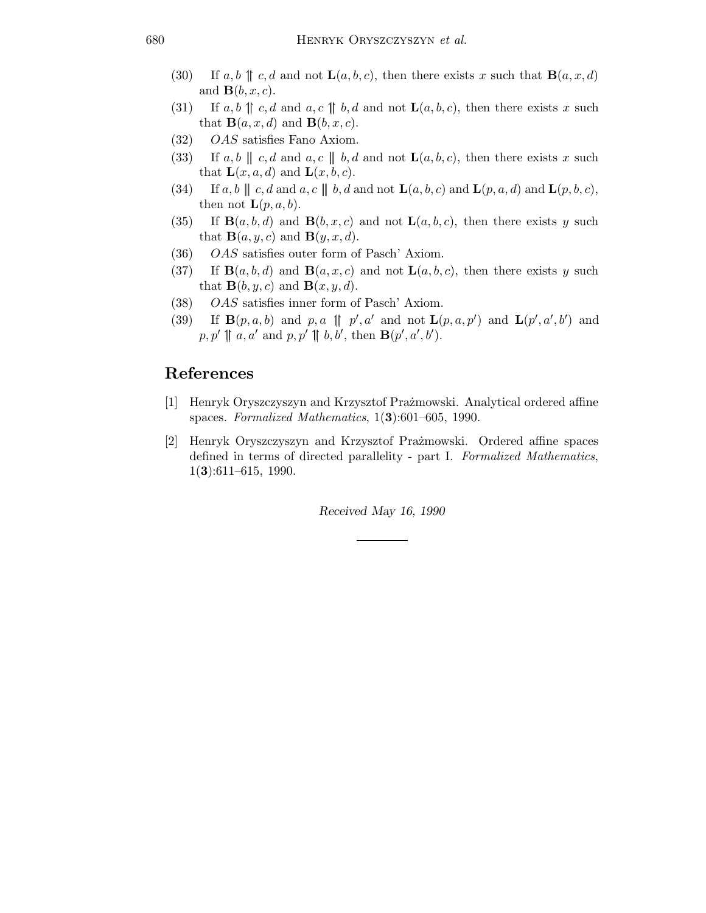(30) If $a, b \upuparrows c, d$ and not $\mathbf{L}(a, b, c)$, then there exists $x$ such that $\mathbf{B}(a, x, d)$ and $\mathbf{B}(b, x, c)$.

(31) If $a, b \upuparrows c, d$ and $a, c \upuparrows b, d$ and not $\mathbf{L}(a, b, c)$, then there exists $x$ such that $\mathbf{B}(a, x, d)$ and $\mathbf{B}(b, x, c)$.

(32) *OAS* satisfies Fano Axiom.

(33) If $a, b \parallel c, d$ and $a, c \parallel b, d$ and not $\mathbf{L}(a, b, c)$, then there exists $x$ such that $\mathbf{L}(x, a, d)$ and $\mathbf{L}(x, b, c)$.

(34) If $a, b \parallel c, d$ and $a, c \parallel b, d$ and not $\mathbf{L}(a, b, c)$ and $\mathbf{L}(p, a, d)$ and $\mathbf{L}(p, b, c)$, then not $\mathbf{L}(p, a, b)$.

(35) If $\mathbf{B}(a, b, d)$ and $\mathbf{B}(b, x, c)$ and not $\mathbf{L}(a, b, c)$, then there exists $y$ such that $\mathbf{B}(a, y, c)$ and $\mathbf{B}(y, x, d)$.

(36) *OAS* satisfies outer form of Pasch' Axiom.

(37) If $\mathbf{B}(a, b, d)$ and $\mathbf{B}(a, x, c)$ and not $\mathbf{L}(a, b, c)$, then there exists $y$ such that $\mathbf{B}(b, y, c)$ and $\mathbf{B}(x, y, d)$.

(38) *OAS* satisfies inner form of Pasch' Axiom.

(39) If $\mathbf{B}(p, a, b)$ and $p, a \upuparrows p', a'$ and not $\mathbf{L}(p, a, p')$ and $\mathbf{L}(p', a', b')$ and $p, p' \upuparrows a, a'$ and $p, p' \upuparrows b, b'$, then $\mathbf{B}(p', a', b')$.

## References

[1] Henryk Oryszczyszyn and Krzysztof Prażmowski. Analytical ordered affine spaces. *Formalized Mathematics*, 1(**3**):601–605, 1990.

[2] Henryk Oryszczyszyn and Krzysztof Prażmowski. Ordered affine spaces defined in terms of directed parallelity - part I. *Formalized Mathematics*, 1(**3**):611–615, 1990.

*Received May 16, 1990*